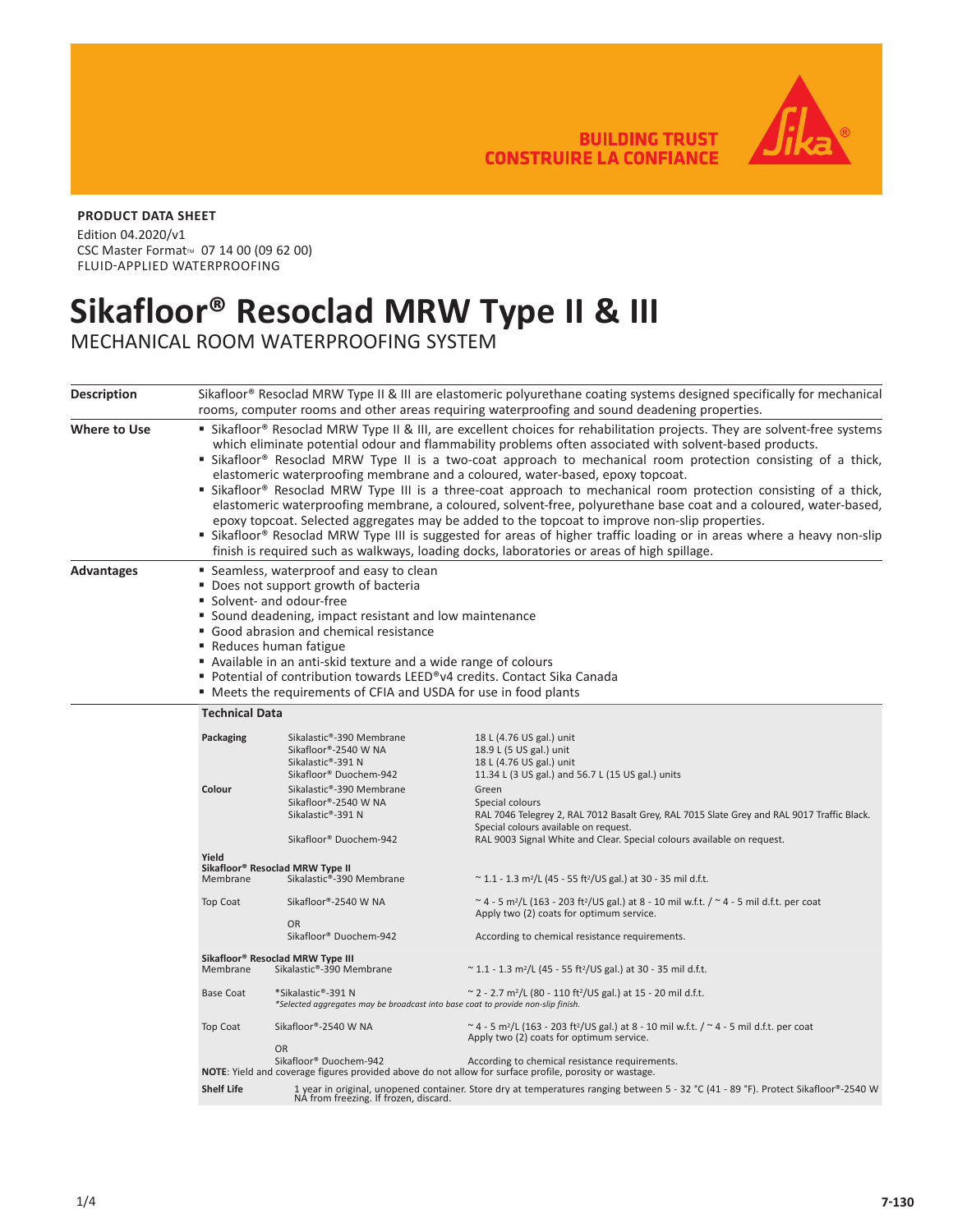BUILDING TRUST
CONSTRUIRE LA CONFIANCE

**PRODUCT DATA SHEET**

Edition 04.2020/v1
CSC Master Format™ 07 14 00 (09 62 00)
FLUID-APPLIED WATERPROOFING

# Sikafloor® Resoclad MRW Type II & III

MECHANICAL ROOM WATERPROOFING SYSTEM

**Description**

Sikafloor® Resoclad MRW Type II & III are elastomeric polyurethane coating systems designed specifically for mechanical rooms, computer rooms and other areas requiring waterproofing and sound deadening properties.

**Where to Use**

- Sikafloor® Resoclad MRW Type II & III, are excellent choices for rehabilitation projects. They are solvent-free systems which eliminate potential odour and flammability problems often associated with solvent-based products.
- Sikafloor® Resoclad MRW Type II is a two-coat approach to mechanical room protection consisting of a thick, elastomeric waterproofing membrane and a coloured, water-based, epoxy topcoat.
- Sikafloor® Resoclad MRW Type III is a three-coat approach to mechanical room protection consisting of a thick, elastomeric waterproofing membrane, a coloured, solvent-free, polyurethane base coat and a coloured, water-based, epoxy topcoat. Selected aggregates may be added to the topcoat to improve non-slip properties.
- Sikafloor® Resoclad MRW Type III is suggested for areas of higher traffic loading or in areas where a heavy non-slip finish is required such as walkways, loading docks, laboratories or areas of high spillage.

**Advantages**

- Seamless, waterproof and easy to clean
- Does not support growth of bacteria
- Solvent- and odour-free
- Sound deadening, impact resistant and low maintenance
- Good abrasion and chemical resistance
- Reduces human fatigue
- Available in an anti-skid texture and a wide range of colours
- Potential of contribution towards LEED®v4 credits. Contact Sika Canada
- Meets the requirements of CFIA and USDA for use in food plants

**Technical Data**

| | | |
|---|---|---|
| **Packaging** | Sikalastic®-390 Membrane | 18 L (4.76 US gal.) unit |
| | Sikafloor®-2540 W NA | 18.9 L (5 US gal.) unit |
| | Sikalastic®-391 N | 18 L (4.76 US gal.) unit |
| | Sikafloor® Duochem-942 | 11.34 L (3 US gal.) and 56.7 L (15 US gal.) units |
| **Colour** | Sikalastic®-390 Membrane | Green |
| | Sikafloor®-2540 W NA | Special colours |
| | Sikalastic®-391 N | RAL 7046 Telegrey 2, RAL 7012 Basalt Grey, RAL 7015 Slate Grey and RAL 9017 Traffic Black. Special colours available on request. |
| | Sikafloor® Duochem-942 | RAL 9003 Signal White and Clear. Special colours available on request. |
| **Yield** | | |
| **Sikafloor® Resoclad MRW Type II** | | |
| Membrane | Sikalastic®-390 Membrane | ~ 1.1 - 1.3 m²/L (45 - 55 ft²/US gal.) at 30 - 35 mil d.f.t. |
| Top Coat | Sikafloor®-2540 W NA | ~ 4 - 5 m²/L (163 - 203 ft²/US gal.) at 8 - 10 mil w.f.t. / ~ 4 - 5 mil d.f.t. per coat. Apply two (2) coats for optimum service. |
| | OR | |
| | Sikafloor® Duochem-942 | According to chemical resistance requirements. |
| **Sikafloor® Resoclad MRW Type III** | | |
| Membrane | Sikalastic®-390 Membrane | ~ 1.1 - 1.3 m²/L (45 - 55 ft²/US gal.) at 30 - 35 mil d.f.t. |
| Base Coat | *Sikalastic®-391 N | ~ 2 - 2.7 m²/L (80 - 110 ft²/US gal.) at 15 - 20 mil d.f.t. |
| | *Selected aggregates may be broadcast into base coat to provide non-slip finish.* | |
| Top Coat | Sikafloor®-2540 W NA | ~ 4 - 5 m²/L (163 - 203 ft²/US gal.) at 8 - 10 mil w.f.t. / ~ 4 - 5 mil d.f.t. per coat. Apply two (2) coats for optimum service. |
| | OR | |
| | Sikafloor® Duochem-942 | According to chemical resistance requirements. |
| **NOTE**: Yield and coverage figures provided above do not allow for surface profile, porosity or wastage. | | |
| **Shelf Life** | 1 year in original, unopened container. Store dry at temperatures ranging between 5 - 32 °C (41 - 89 °F). Protect Sikafloor®-2540 W NA from freezing. If frozen, discard. | |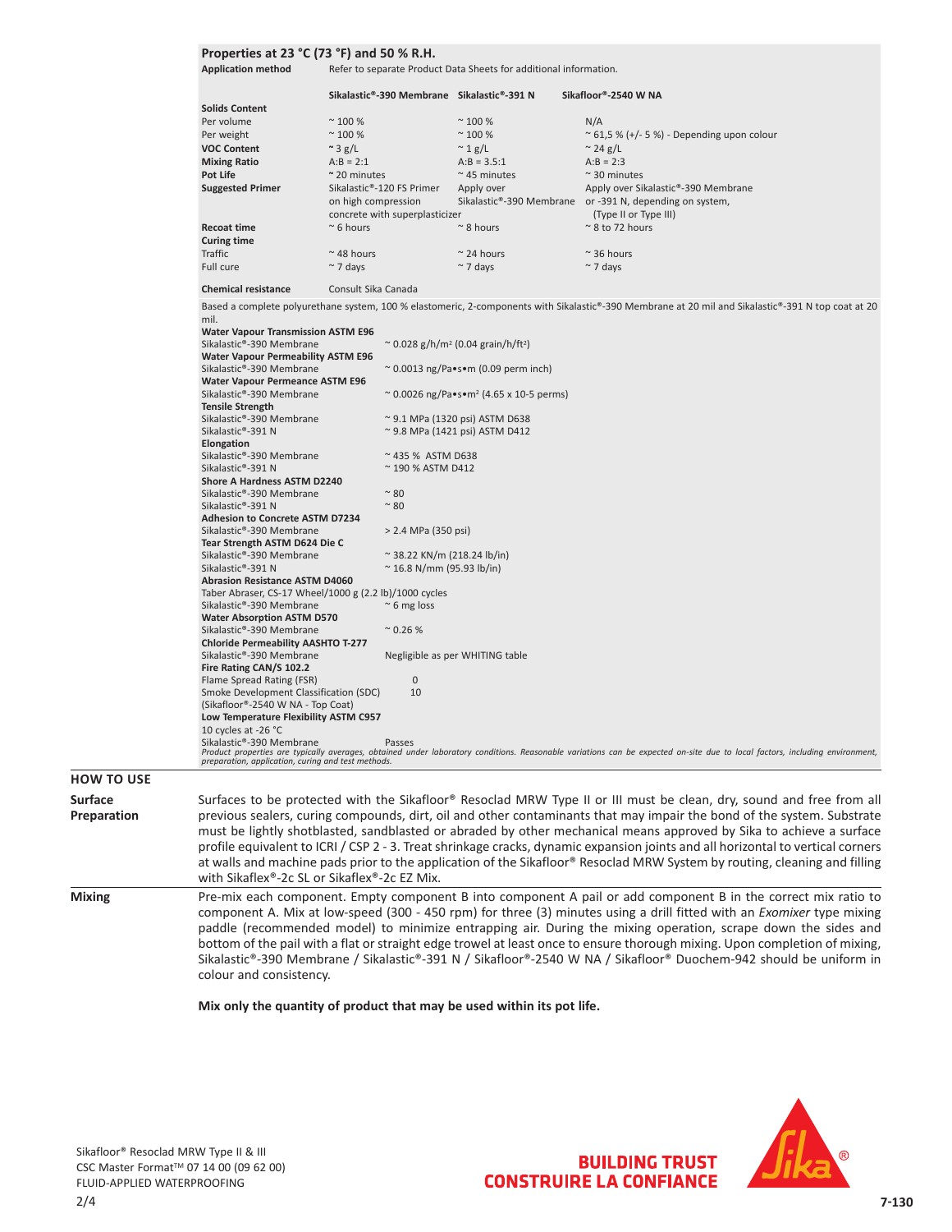## Properties at 23 °C (73 °F) and 50 % R.H.

**Application method** Refer to separate Product Data Sheets for additional information.

| | Sikalastic®-390 Membrane | Sikalastic®-391 N | Sikafloor®-2540 W NA |
|---|---|---|---|
| **Solids Content** | | | |
| Per volume | ~ 100 % | ~ 100 % | N/A |
| Per weight | ~ 100 % | ~ 100 % | ~ 61,5 % (+/- 5 %) - Depending upon colour |
| **VOC Content** | ~ 3 g/L | ~ 1 g/L | ~ 24 g/L |
| **Mixing Ratio** | A:B = 2:1 | A:B = 3.5:1 | A:B = 2:3 |
| **Pot Life** | ~ 20 minutes | ~ 45 minutes | ~ 30 minutes |
| **Suggested Primer** | Sikalastic®-120 FS Primer on high compression concrete with superplasticizer | Apply over Sikalastic®-390 Membrane | Apply over Sikalastic®-390 Membrane or -391 N, depending on system, (Type II or Type III) |
| **Recoat time** | ~ 6 hours | ~ 8 hours | ~ 8 to 72 hours |
| **Curing time** | | | |
| Traffic | ~ 48 hours | ~ 24 hours | ~ 36 hours |
| Full cure | ~ 7 days | ~ 7 days | ~ 7 days |

**Chemical resistance** Consult Sika Canada

Based a complete polyurethane system, 100 % elastomeric, 2-components with Sikalastic®-390 Membrane at 20 mil and Sikalastic®-391 N top coat at 20 mil.

| | |
|---|---|
| **Water Vapour Transmission ASTM E96** | |
| Sikalastic®-390 Membrane | ~ 0.028 g/h/m² (0.04 grain/h/ft²) |
| **Water Vapour Permeability ASTM E96** | |
| Sikalastic®-390 Membrane | ~ 0.0013 ng/Pa•s•m (0.09 perm inch) |
| **Water Vapour Permeance ASTM E96** | |
| Sikalastic®-390 Membrane | ~ 0.0026 ng/Pa•s•m² (4.65 x 10-5 perms) |
| **Tensile Strength** | |
| Sikalastic®-390 Membrane | ~ 9.1 MPa (1320 psi) ASTM D638 |
| Sikalastic®-391 N | ~ 9.8 MPa (1421 psi) ASTM D412 |
| **Elongation** | |
| Sikalastic®-390 Membrane | ~ 435 % ASTM D638 |
| Sikalastic®-391 N | ~ 190 % ASTM D412 |
| **Shore A Hardness ASTM D2240** | |
| Sikalastic®-390 Membrane | ~ 80 |
| Sikalastic®-391 N | ~ 80 |
| **Adhesion to Concrete ASTM D7234** | |
| Sikalastic®-390 Membrane | > 2.4 MPa (350 psi) |
| **Tear Strength ASTM D624 Die C** | |
| Sikalastic®-390 Membrane | ~ 38.22 KN/m (218.24 lb/in) |
| Sikalastic®-391 N | ~ 16.8 N/mm (95.93 lb/in) |
| **Abrasion Resistance ASTM D4060** | |
| Taber Abraser, CS-17 Wheel/1000 g (2.2 lb)/1000 cycles | |
| Sikalastic®-390 Membrane | ~ 6 mg loss |
| **Water Absorption ASTM D570** | |
| Sikalastic®-390 Membrane | ~ 0.26 % |
| **Chloride Permeability AASHTO T-277** | |
| Sikalastic®-390 Membrane | Negligible as per WHITING table |
| **Fire Rating CAN/S 102.2** | |
| Flame Spread Rating (FSR) | 0 |
| Smoke Development Classification (SDC) | 10 |
| (Sikafloor®-2540 W NA - Top Coat) | |
| **Low Temperature Flexibility ASTM C957** | |
| 10 cycles at -26 °C | |
| Sikalastic®-390 Membrane | Passes |

*Product properties are typically averages, obtained under laboratory conditions. Reasonable variations can be expected on-site due to local factors, including environment, preparation, application, curing and test methods.*

## HOW TO USE

### Surface Preparation

Surfaces to be protected with the Sikafloor® Resoclad MRW Type II or III must be clean, dry, sound and free from all previous sealers, curing compounds, dirt, oil and other contaminants that may impair the bond of the system. Substrate must be lightly shotblasted, sandblasted or abraded by other mechanical means approved by Sika to achieve a surface profile equivalent to ICRI / CSP 2 - 3. Treat shrinkage cracks, dynamic expansion joints and all horizontal to vertical corners at walls and machine pads prior to the application of the Sikafloor® Resoclad MRW System by routing, cleaning and filling with Sikaflex®-2c SL or Sikaflex®-2c EZ Mix.

### Mixing

Pre-mix each component. Empty component B into component A pail or add component B in the correct mix ratio to component A. Mix at low-speed (300 - 450 rpm) for three (3) minutes using a drill fitted with an *Exomixer* type mixing paddle (recommended model) to minimize entrapping air. During the mixing operation, scrape down the sides and bottom of the pail with a flat or straight edge trowel at least once to ensure thorough mixing. Upon completion of mixing, Sikalastic®-390 Membrane / Sikalastic®-391 N / Sikafloor®-2540 W NA / Sikafloor® Duochem-942 should be uniform in colour and consistency.

**Mix only the quantity of product that may be used within its pot life.**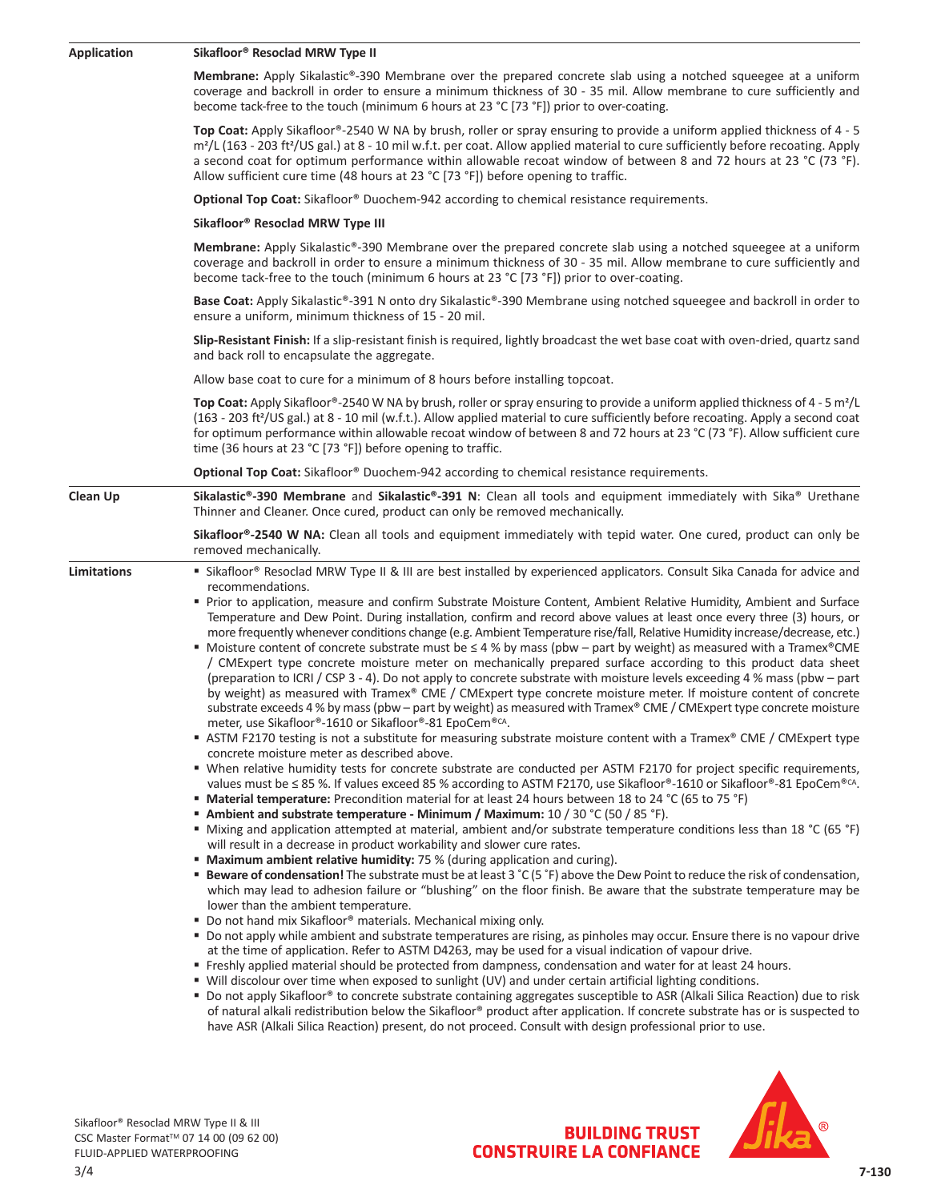## Application

### Sikafloor® Resoclad MRW Type II

**Membrane:** Apply Sikalastic®-390 Membrane over the prepared concrete slab using a notched squeegee at a uniform coverage and backroll in order to ensure a minimum thickness of 30 - 35 mil. Allow membrane to cure sufficiently and become tack-free to the touch (minimum 6 hours at 23 °C [73 °F]) prior to over-coating.

**Top Coat:** Apply Sikafloor®-2540 W NA by brush, roller or spray ensuring to provide a uniform applied thickness of 4 - 5 m²/L (163 - 203 ft²/US gal.) at 8 - 10 mil w.f.t. per coat. Allow applied material to cure sufficiently before recoating. Apply a second coat for optimum performance within allowable recoat window of between 8 and 72 hours at 23 °C (73 °F). Allow sufficient cure time (48 hours at 23 °C [73 °F]) before opening to traffic.

**Optional Top Coat:** Sikafloor® Duochem-942 according to chemical resistance requirements.

### Sikafloor® Resoclad MRW Type III

**Membrane:** Apply Sikalastic®-390 Membrane over the prepared concrete slab using a notched squeegee at a uniform coverage and backroll in order to ensure a minimum thickness of 30 - 35 mil. Allow membrane to cure sufficiently and become tack-free to the touch (minimum 6 hours at 23 °C [73 °F]) prior to over-coating.

**Base Coat:** Apply Sikalastic®-391 N onto dry Sikalastic®-390 Membrane using notched squeegee and backroll in order to ensure a uniform, minimum thickness of 15 - 20 mil.

**Slip-Resistant Finish:** If a slip-resistant finish is required, lightly broadcast the wet base coat with oven-dried, quartz sand and back roll to encapsulate the aggregate.

Allow base coat to cure for a minimum of 8 hours before installing topcoat.

**Top Coat:** Apply Sikafloor®-2540 W NA by brush, roller or spray ensuring to provide a uniform applied thickness of 4 - 5 m²/L (163 - 203 ft²/US gal.) at 8 - 10 mil (w.f.t.). Allow applied material to cure sufficiently before recoating. Apply a second coat for optimum performance within allowable recoat window of between 8 and 72 hours at 23 °C (73 °F). Allow sufficient cure time (36 hours at 23 °C [73 °F]) before opening to traffic.

**Optional Top Coat:** Sikafloor® Duochem-942 according to chemical resistance requirements.

## Clean Up

**Sikalastic®-390 Membrane** and **Sikalastic®-391 N**: Clean all tools and equipment immediately with Sika® Urethane Thinner and Cleaner. Once cured, product can only be removed mechanically.

**Sikafloor®-2540 W NA:** Clean all tools and equipment immediately with tepid water. One cured, product can only be removed mechanically.

## Limitations

- Sikafloor® Resoclad MRW Type II & III are best installed by experienced applicators. Consult Sika Canada for advice and recommendations.
- Prior to application, measure and confirm Substrate Moisture Content, Ambient Relative Humidity, Ambient and Surface Temperature and Dew Point. During installation, confirm and record above values at least once every three (3) hours, or more frequently whenever conditions change (e.g. Ambient Temperature rise/fall, Relative Humidity increase/decrease, etc.)
- Moisture content of concrete substrate must be ≤ 4 % by mass (pbw – part by weight) as measured with a Tramex®CME / CMExpert type concrete moisture meter on mechanically prepared surface according to this product data sheet (preparation to ICRI / CSP 3 - 4). Do not apply to concrete substrate with moisture levels exceeding 4 % mass (pbw – part by weight) as measured with Tramex® CME / CMExpert type concrete moisture meter. If moisture content of concrete substrate exceeds 4 % by mass (pbw – part by weight) as measured with Tramex® CME / CMExpert type concrete moisture meter, use Sikafloor®-1610 or Sikafloor®-81 EpoCem®CA.
- ASTM F2170 testing is not a substitute for measuring substrate moisture content with a Tramex® CME / CMExpert type concrete moisture meter as described above.
- When relative humidity tests for concrete substrate are conducted per ASTM F2170 for project specific requirements, values must be ≤ 85 %. If values exceed 85 % according to ASTM F2170, use Sikafloor®-1610 or Sikafloor®-81 EpoCem®CA.
- **Material temperature:** Precondition material for at least 24 hours between 18 to 24 °C (65 to 75 °F)
- **Ambient and substrate temperature - Minimum / Maximum:** 10 / 30 °C (50 / 85 °F).
- Mixing and application attempted at material, ambient and/or substrate temperature conditions less than 18 °C (65 °F) will result in a decrease in product workability and slower cure rates.
- **Maximum ambient relative humidity:** 75 % (during application and curing).
- **Beware of condensation!** The substrate must be at least 3 ˚C (5 ˚F) above the Dew Point to reduce the risk of condensation, which may lead to adhesion failure or "blushing" on the floor finish. Be aware that the substrate temperature may be lower than the ambient temperature.
- Do not hand mix Sikafloor® materials. Mechanical mixing only.
- Do not apply while ambient and substrate temperatures are rising, as pinholes may occur. Ensure there is no vapour drive at the time of application. Refer to ASTM D4263, may be used for a visual indication of vapour drive.
- Freshly applied material should be protected from dampness, condensation and water for at least 24 hours.
- Will discolour over time when exposed to sunlight (UV) and under certain artificial lighting conditions.
- Do not apply Sikafloor® to concrete substrate containing aggregates susceptible to ASR (Alkali Silica Reaction) due to risk of natural alkali redistribution below the Sikafloor® product after application. If concrete substrate has or is suspected to have ASR (Alkali Silica Reaction) present, do not proceed. Consult with design professional prior to use.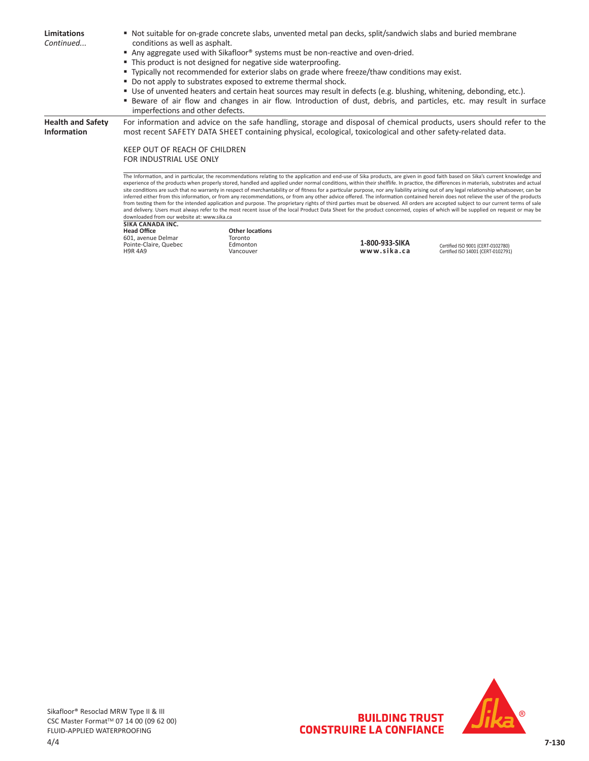**Limitations**
*Continued...*

- Not suitable for on-grade concrete slabs, unvented metal pan decks, split/sandwich slabs and buried membrane conditions as well as asphalt.
- Any aggregate used with Sikafloor® systems must be non-reactive and oven-dried.
- This product is not designed for negative side waterproofing.
- Typically not recommended for exterior slabs on grade where freeze/thaw conditions may exist.
- Do not apply to substrates exposed to extreme thermal shock.
- Use of unvented heaters and certain heat sources may result in defects (e.g. blushing, whitening, debonding, etc.).
- Beware of air flow and changes in air flow. Introduction of dust, debris, and particles, etc. may result in surface imperfections and other defects.

**Health and Safety Information**

For information and advice on the safe handling, storage and disposal of chemical products, users should refer to the most recent SAFETY DATA SHEET containing physical, ecological, toxicological and other safety-related data.

KEEP OUT OF REACH OF CHILDREN
FOR INDUSTRIAL USE ONLY

The Information, and in particular, the recommendations relating to the application and end-use of Sika products, are given in good faith based on Sika's current knowledge and experience of the products when properly stored, handled and applied under normal conditions, within their shelflife. In practice, the differences in materials, substrates and actual site conditions are such that no warranty in respect of merchantability or of fitness for a particular purpose, nor any liability arising out of any legal relationship whatsoever, can be inferred either from this information, or from any recommendations, or from any other advice offered. The information contained herein does not relieve the user of the products from testing them for the intended application and purpose. The proprietary rights of third parties must be observed. All orders are accepted subject to our current terms of sale and delivery. Users must always refer to the most recent issue of the local Product Data Sheet for the product concerned, copies of which will be supplied on request or may be downloaded from our website at: www.sika.ca

**SIKA CANADA INC.**
**Head Office**
601, avenue Delmar
Pointe-Claire, Quebec
H9R 4A9

**Other locations**
Toronto
Edmonton
Vancouver

**1-800-933-SIKA**
**www.sika.ca**

Certified ISO 9001 (CERT-0102780)
Certified ISO 14001 (CERT-0102791)

Sikafloor® Resoclad MRW Type II & III
CSC Master Format™ 07 14 00 (09 62 00)
FLUID-APPLIED WATERPROOFING

BUILDING TRUST
CONSTRUIRE LA CONFIANCE